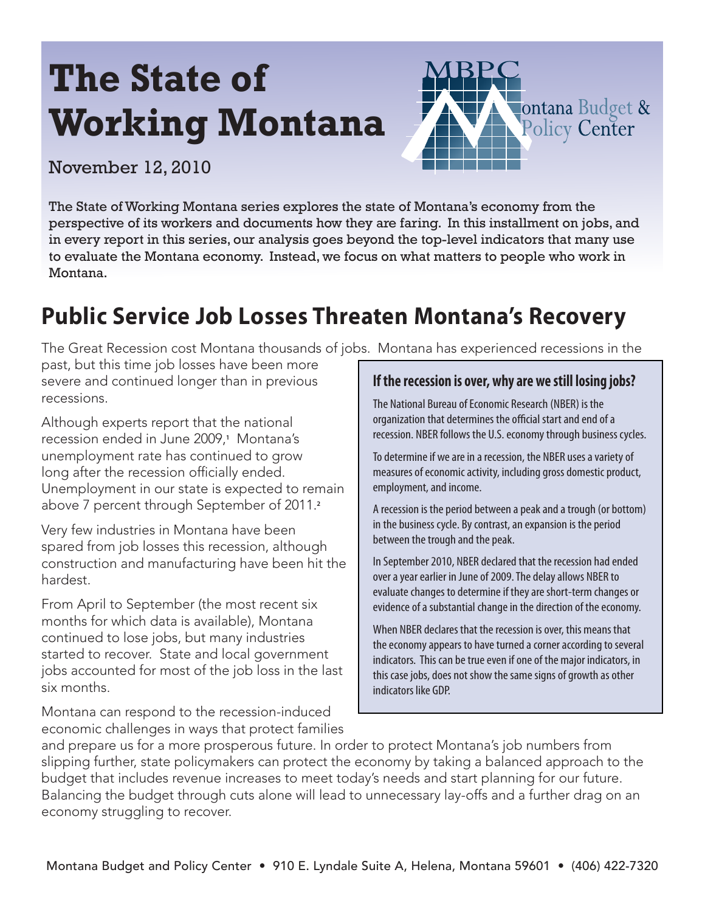# The State of Working Montana

November 12, 2010

MBPC Montana Budget & Policy Center

The State of Working Montana series explores the state of Montana's economy from the perspective of its workers and documents how they are faring. In this installment on jobs, and in every report in this series, our analysis goes beyond the top-level indicators that many use to evaluate the Montana economy. Instead, we focus on what matters to people who work in Montana.

## Public Service Job Losses Threaten Montana's Recovery

The Great Recession cost Montana thousands of jobs. Montana has experienced recessions in the past, but this time job losses have been more severe and continued longer than in previous recessions.

Although experts report that the national recession ended in June 2009,[1] Montana's unemployment rate has continued to grow long after the recession officially ended. Unemployment in our state is expected to remain above 7 percent through September of 2011.[2]

Very few industries in Montana have been spared from job losses this recession, although construction and manufacturing have been hit the hardest.

From April to September (the most recent six months for which data is available), Montana continued to lose jobs, but many industries started to recover. State and local government jobs accounted for most of the job loss in the last six months.

Montana can respond to the recession-induced economic challenges in ways that protect families and prepare us for a more prosperous future. In order to protect Montana's job numbers from slipping further, state policymakers can protect the economy by taking a balanced approach to the budget that includes revenue increases to meet today's needs and start planning for our future. Balancing the budget through cuts alone will lead to unnecessary lay-offs and a further drag on an economy struggling to recover.

### If the recession is over, why are we still losing jobs?

The National Bureau of Economic Research (NBER) is the organization that determines the official start and end of a recession. NBER follows the U.S. economy through business cycles.

To determine if we are in a recession, the NBER uses a variety of measures of economic activity, including gross domestic product, employment, and income.

A recession is the period between a peak and a trough (or bottom) in the business cycle. By contrast, an expansion is the period between the trough and the peak.

In September 2010, NBER declared that the recession had ended over a year earlier in June of 2009. The delay allows NBER to evaluate changes to determine if they are short-term changes or evidence of a substantial change in the direction of the economy.

When NBER declares that the recession is over, this means that the economy appears to have turned a corner according to several indicators. This can be true even if one of the major indicators, in this case jobs, does not show the same signs of growth as other indicators like GDP.

Montana Budget and Policy Center • 910 E. Lyndale Suite A, Helena, Montana 59601 • (406) 422-7320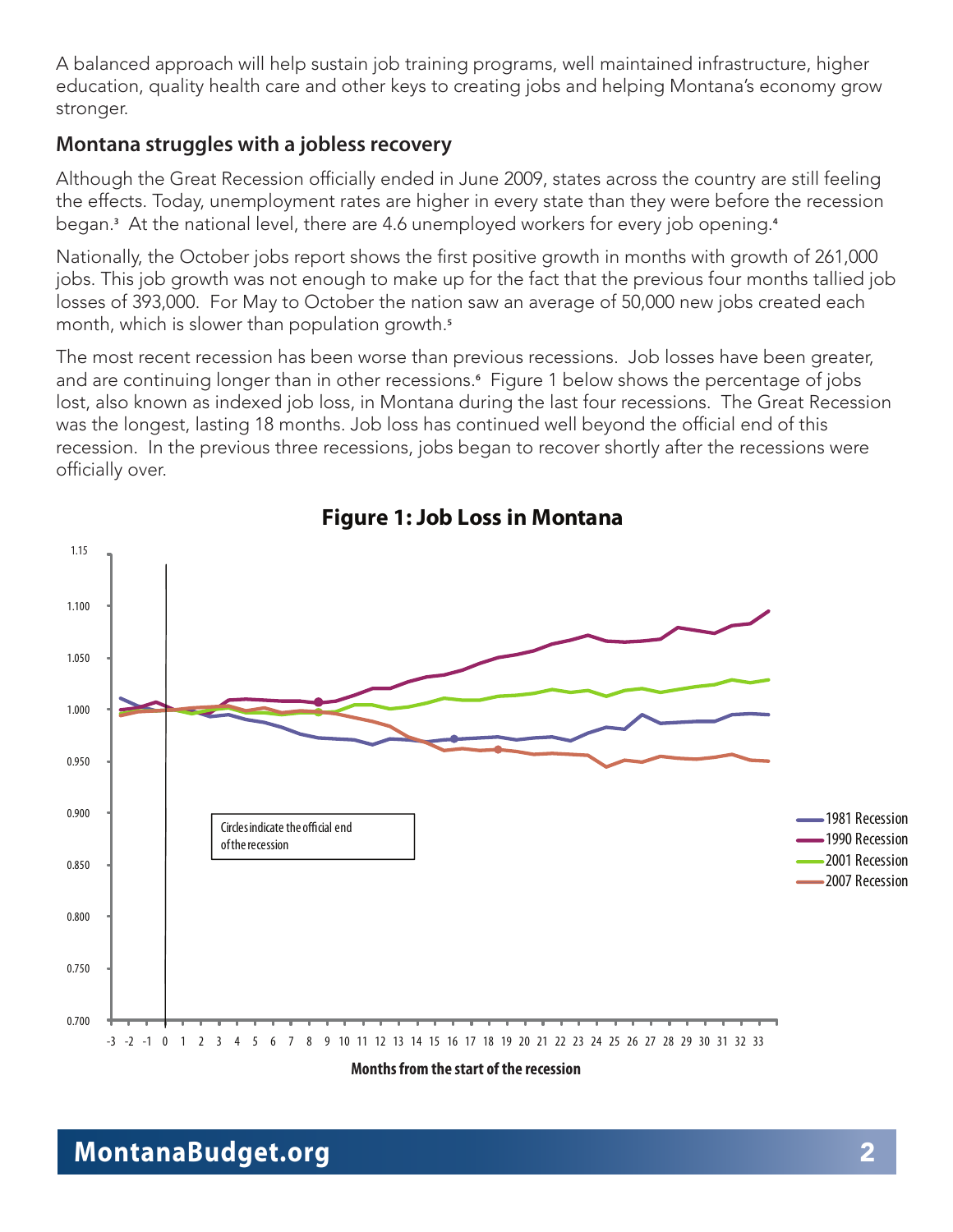A balanced approach will help sustain job training programs, well maintained infrastructure, higher education, quality health care and other keys to creating jobs and helping Montana's economy grow stronger.

## Montana struggles with a jobless recovery

Although the Great Recession officially ended in June 2009, states across the country are still feeling the effects. Today, unemployment rates are higher in every state than they were before the recession began.[3] At the national level, there are 4.6 unemployed workers for every job opening.[4]

Nationally, the October jobs report shows the first positive growth in months with growth of 261,000 jobs. This job growth was not enough to make up for the fact that the previous four months tallied job losses of 393,000. For May to October the nation saw an average of 50,000 new jobs created each month, which is slower than population growth.[5]

The most recent recession has been worse than previous recessions. Job losses have been greater, and are continuing longer than in other recessions.[6] Figure 1 below shows the percentage of jobs lost, also known as indexed job loss, in Montana during the last four recessions. The Great Recession was the longest, lasting 18 months. Job loss has continued well beyond the official end of this recession. In the previous three recessions, jobs began to recover shortly after the recessions were officially over.

**Figure 1: Job Loss in Montana**

Circles indicate the official end of the recession

Legend: 1981 Recession, 1990 Recession, 2001 Recession, 2007 Recession

Months from the start of the recession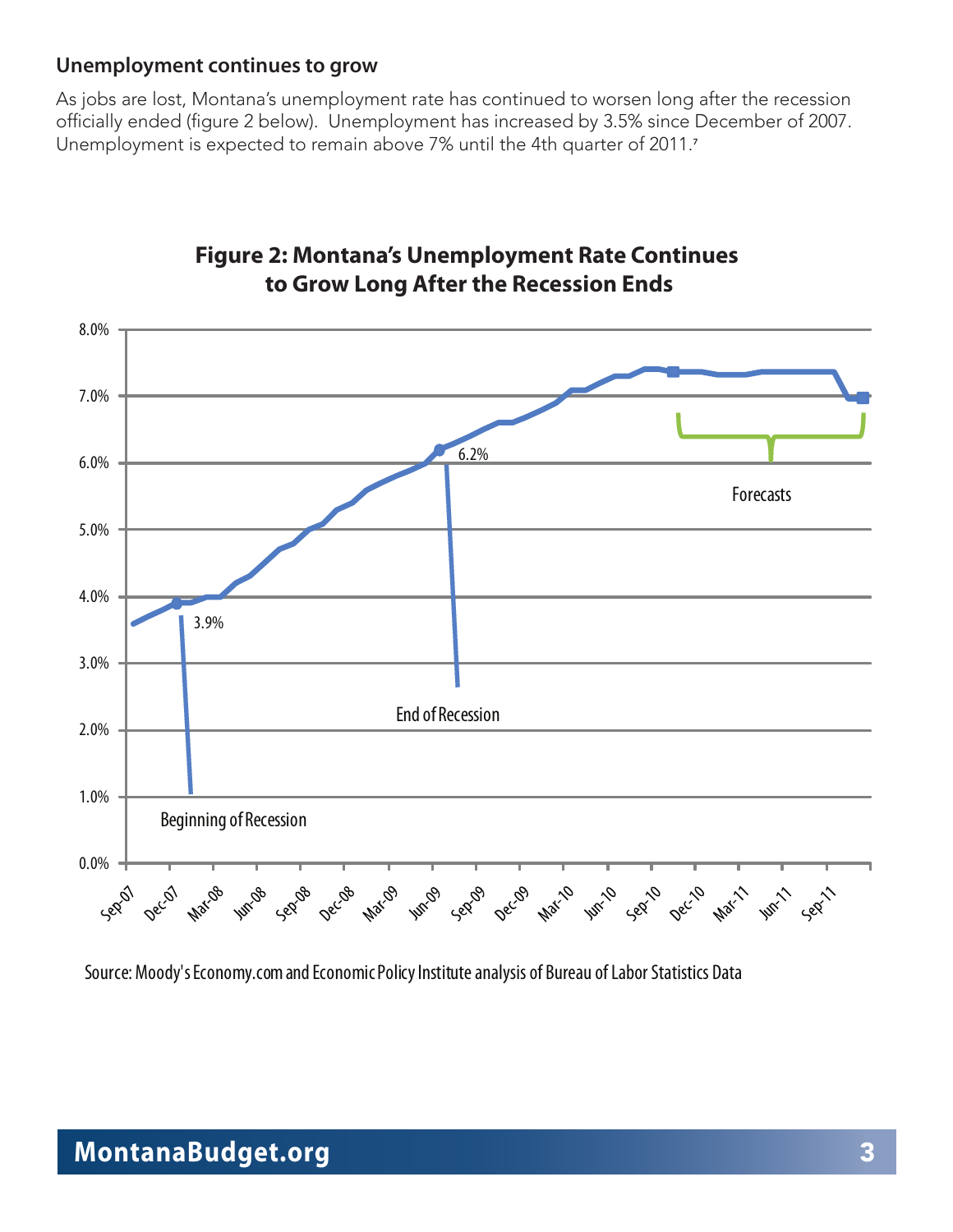### Unemployment continues to grow

As jobs are lost, Montana's unemployment rate has continued to worsen long after the recession officially ended (figure 2 below). Unemployment has increased by 3.5% since December of 2007. Unemployment is expected to remain above 7% until the 4th quarter of 2011.[7]

**Figure 2: Montana's Unemployment Rate Continues to Grow Long After the Recession Ends**

8.0%
7.0%
6.0%
5.0%
4.0%
3.0%
2.0%
1.0%
0.0%

Sep-07, Dec-07, Mar-08, Jun-08, Sep-08, Dec-08, Mar-09, Jun-09, Sep-09, Dec-09, Mar-10, Jun-10, Sep-10, Dec-10, Mar-11, Jun-11, Sep-11

3.9%
Beginning of Recession
6.2%
End of Recession
Forecasts

Source: Moody's Economy.com and Economic Policy Institute analysis of Bureau of Labor Statistics Data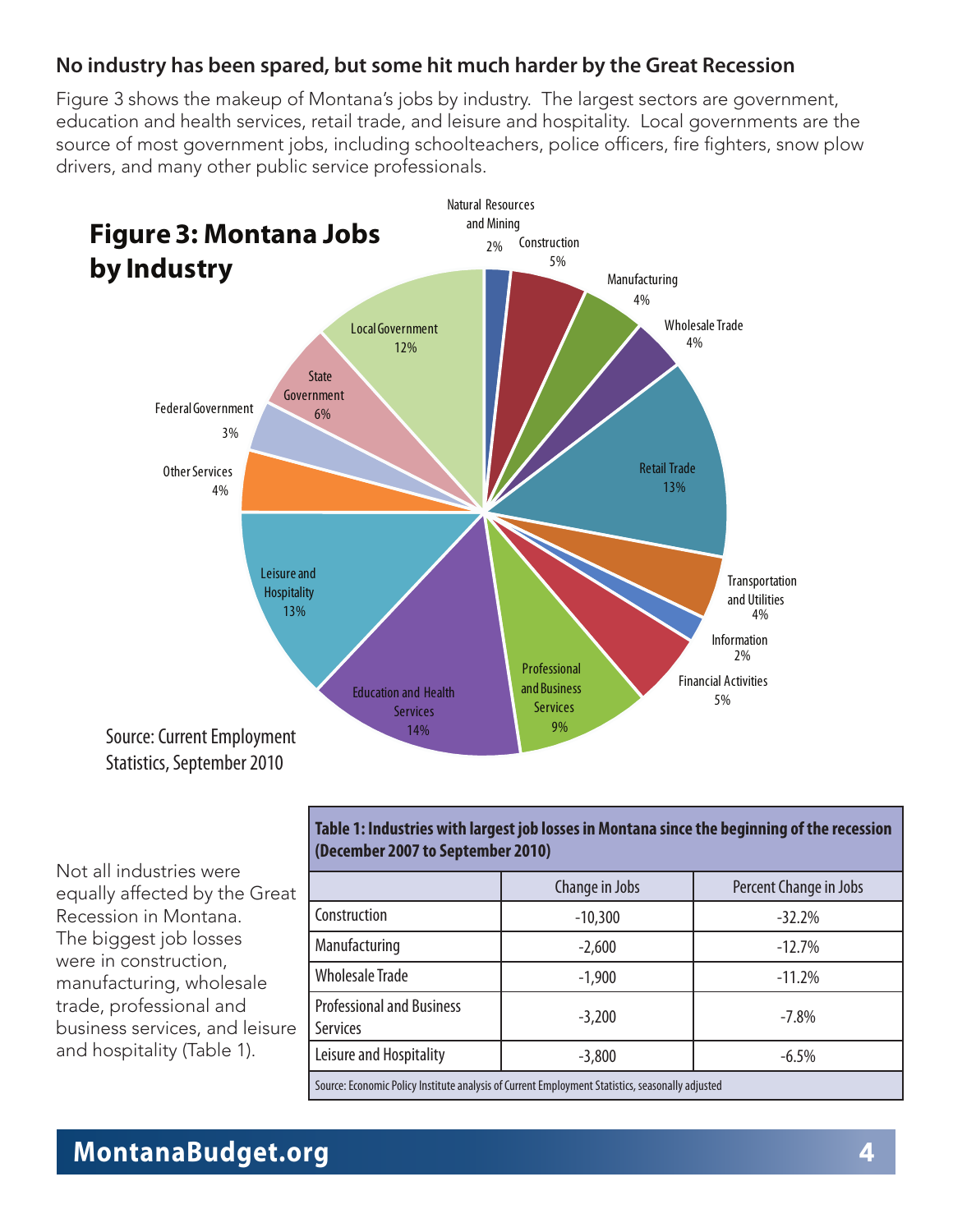## No industry has been spared, but some hit much harder by the Great Recession

Figure 3 shows the makeup of Montana's jobs by industry. The largest sectors are government, education and health services, retail trade, and leisure and hospitality. Local governments are the source of most government jobs, including schoolteachers, police officers, fire fighters, snow plow drivers, and many other public service professionals.

**Figure 3: Montana Jobs by Industry**

Natural Resources and Mining 2%
Construction 5%
Manufacturing 4%
Wholesale Trade 4%
Retail Trade 13%
Transportation and Utilities 4%
Information 2%
Financial Activities 5%
Professional and Business Services 9%
Education and Health Services 14%
Leisure and Hospitality 13%
Other Services 4%
Federal Government 3%
State Government 6%
Local Government 12%

Source: Current Employment Statistics, September 2010

Not all industries were equally affected by the Great Recession in Montana. The biggest job losses were in construction, manufacturing, wholesale trade, professional and business services, and leisure and hospitality (Table 1).

**Table 1: Industries with largest job losses in Montana since the beginning of the recession (December 2007 to September 2010)**

| | Change in Jobs | Percent Change in Jobs |
|---|---|---|
| Construction | -10,300 | -32.2% |
| Manufacturing | -2,600 | -12.7% |
| Wholesale Trade | -1,900 | -11.2% |
| Professional and Business Services | -3,200 | -7.8% |
| Leisure and Hospitality | -3,800 | -6.5% |

Source: Economic Policy Institute analysis of Current Employment Statistics, seasonally adjusted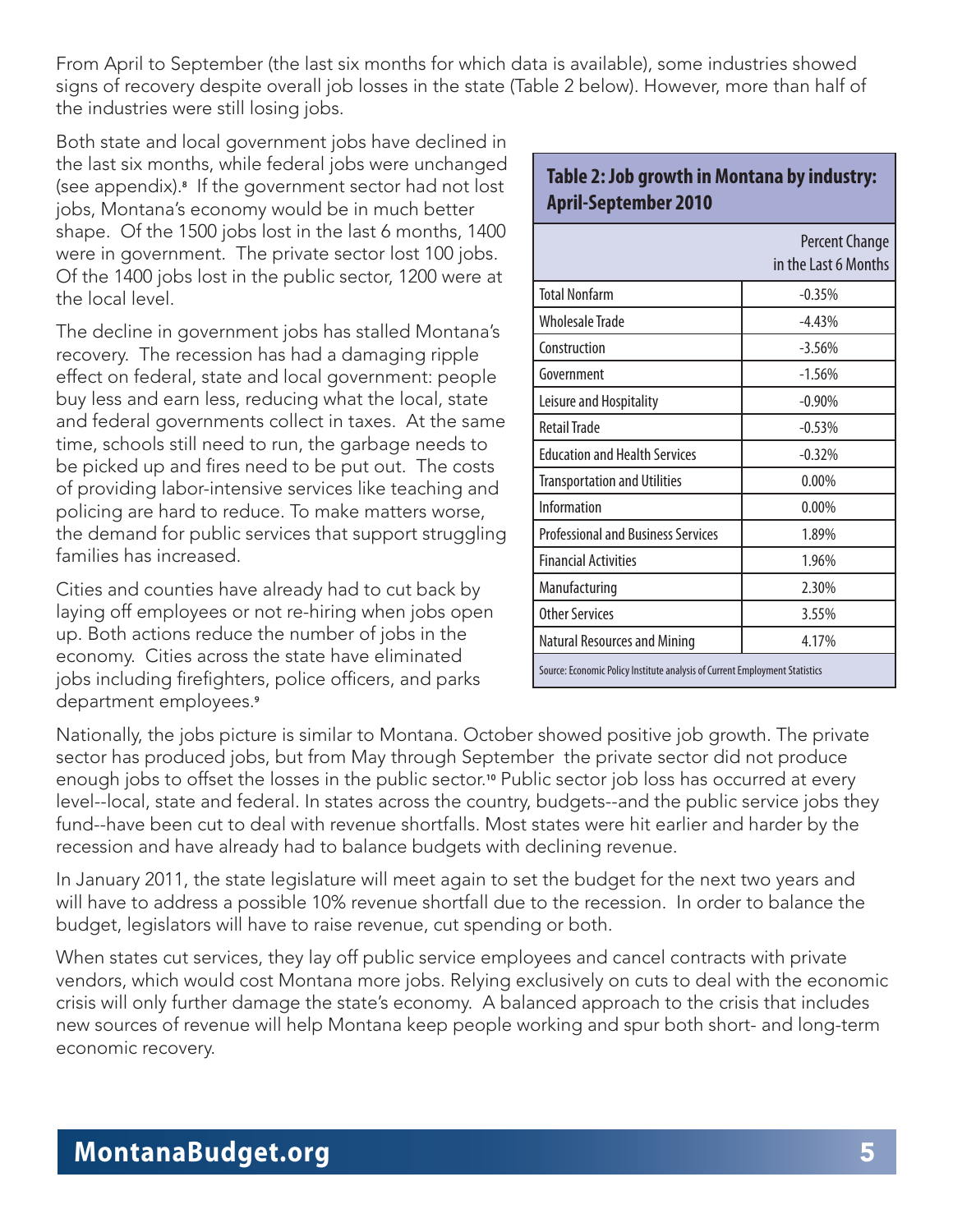From April to September (the last six months for which data is available), some industries showed signs of recovery despite overall job losses in the state (Table 2 below). However, more than half of the industries were still losing jobs.

Both state and local government jobs have declined in the last six months, while federal jobs were unchanged (see appendix).[8] If the government sector had not lost jobs, Montana's economy would be in much better shape. Of the 1500 jobs lost in the last 6 months, 1400 were in government. The private sector lost 100 jobs. Of the 1400 jobs lost in the public sector, 1200 were at the local level.

The decline in government jobs has stalled Montana's recovery. The recession has had a damaging ripple effect on federal, state and local government: people buy less and earn less, reducing what the local, state and federal governments collect in taxes. At the same time, schools still need to run, the garbage needs to be picked up and fires need to be put out. The costs of providing labor-intensive services like teaching and policing are hard to reduce. To make matters worse, the demand for public services that support struggling families has increased.

Cities and counties have already had to cut back by laying off employees or not re-hiring when jobs open up. Both actions reduce the number of jobs in the economy. Cities across the state have eliminated jobs including firefighters, police officers, and parks department employees.[9]

**Table 2: Job growth in Montana by industry: April-September 2010**

| | Percent Change in the Last 6 Months |
|---|---|
| Total Nonfarm | -0.35% |
| Wholesale Trade | -4.43% |
| Construction | -3.56% |
| Government | -1.56% |
| Leisure and Hospitality | -0.90% |
| Retail Trade | -0.53% |
| Education and Health Services | -0.32% |
| Transportation and Utilities | 0.00% |
| Information | 0.00% |
| Professional and Business Services | 1.89% |
| Financial Activities | 1.96% |
| Manufacturing | 2.30% |
| Other Services | 3.55% |
| Natural Resources and Mining | 4.17% |

Source: Economic Policy Institute analysis of Current Employment Statistics

Nationally, the jobs picture is similar to Montana. October showed positive job growth. The private sector has produced jobs, but from May through September the private sector did not produce enough jobs to offset the losses in the public sector.[10] Public sector job loss has occurred at every level--local, state and federal. In states across the country, budgets--and the public service jobs they fund--have been cut to deal with revenue shortfalls. Most states were hit earlier and harder by the recession and have already had to balance budgets with declining revenue.

In January 2011, the state legislature will meet again to set the budget for the next two years and will have to address a possible 10% revenue shortfall due to the recession. In order to balance the budget, legislators will have to raise revenue, cut spending or both.

When states cut services, they lay off public service employees and cancel contracts with private vendors, which would cost Montana more jobs. Relying exclusively on cuts to deal with the economic crisis will only further damage the state's economy. A balanced approach to the crisis that includes new sources of revenue will help Montana keep people working and spur both short- and long-term economic recovery.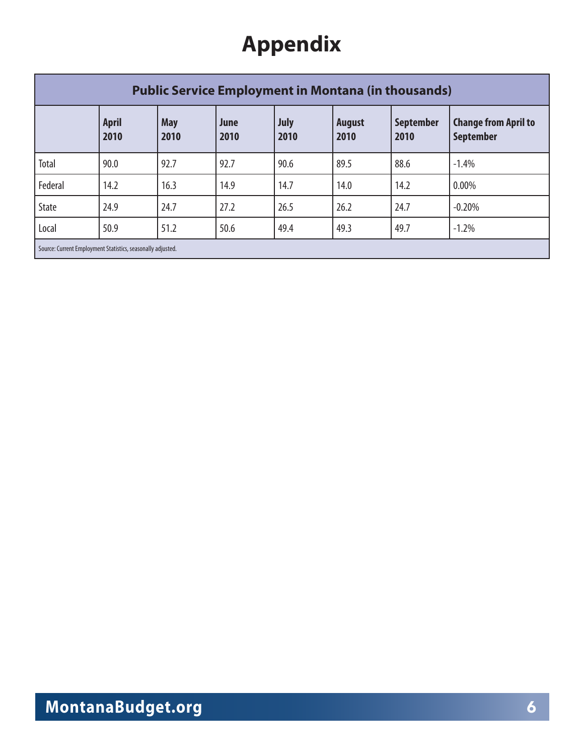# Appendix

| Public Service Employment in Montana (in thousands) | | | | | | | |
|---|---|---|---|---|---|---|---|
| | **April 2010** | **May 2010** | **June 2010** | **July 2010** | **August 2010** | **September 2010** | **Change from April to September** |
| Total | 90.0 | 92.7 | 92.7 | 90.6 | 89.5 | 88.6 | -1.4% |
| Federal | 14.2 | 16.3 | 14.9 | 14.7 | 14.0 | 14.2 | 0.00% |
| State | 24.9 | 24.7 | 27.2 | 26.5 | 26.2 | 24.7 | -0.20% |
| Local | 50.9 | 51.2 | 50.6 | 49.4 | 49.3 | 49.7 | -1.2% |

Source: Current Employment Statistics, seasonally adjusted.

MontanaBudget.org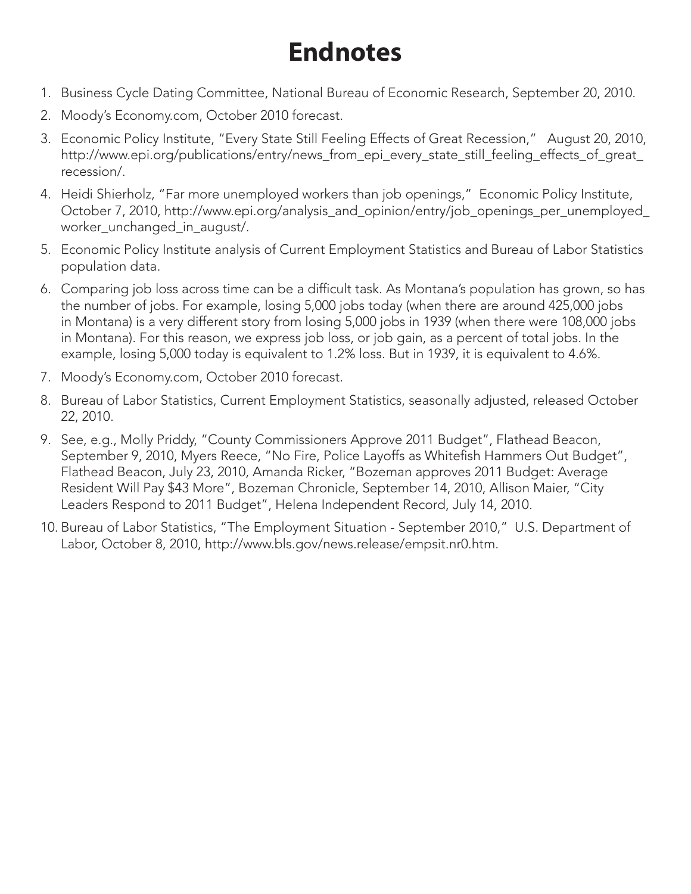# Endnotes

1. Business Cycle Dating Committee, National Bureau of Economic Research, September 20, 2010.
2. Moody's Economy.com, October 2010 forecast.
3. Economic Policy Institute, "Every State Still Feeling Effects of Great Recession," August 20, 2010, http://www.epi.org/publications/entry/news_from_epi_every_state_still_feeling_effects_of_great_recession/.
4. Heidi Shierholz, "Far more unemployed workers than job openings," Economic Policy Institute, October 7, 2010, http://www.epi.org/analysis_and_opinion/entry/job_openings_per_unemployed_worker_unchanged_in_august/.
5. Economic Policy Institute analysis of Current Employment Statistics and Bureau of Labor Statistics population data.
6. Comparing job loss across time can be a difficult task. As Montana's population has grown, so has the number of jobs. For example, losing 5,000 jobs today (when there are around 425,000 jobs in Montana) is a very different story from losing 5,000 jobs in 1939 (when there were 108,000 jobs in Montana). For this reason, we express job loss, or job gain, as a percent of total jobs. In the example, losing 5,000 today is equivalent to 1.2% loss. But in 1939, it is equivalent to 4.6%.
7. Moody's Economy.com, October 2010 forecast.
8. Bureau of Labor Statistics, Current Employment Statistics, seasonally adjusted, released October 22, 2010.
9. See, e.g., Molly Priddy, "County Commissioners Approve 2011 Budget", Flathead Beacon, September 9, 2010, Myers Reece, "No Fire, Police Layoffs as Whitefish Hammers Out Budget", Flathead Beacon, July 23, 2010, Amanda Ricker, "Bozeman approves 2011 Budget: Average Resident Will Pay $43 More", Bozeman Chronicle, September 14, 2010, Allison Maier, "City Leaders Respond to 2011 Budget", Helena Independent Record, July 14, 2010.
10. Bureau of Labor Statistics, "The Employment Situation - September 2010," U.S. Department of Labor, October 8, 2010, http://www.bls.gov/news.release/empsit.nr0.htm.